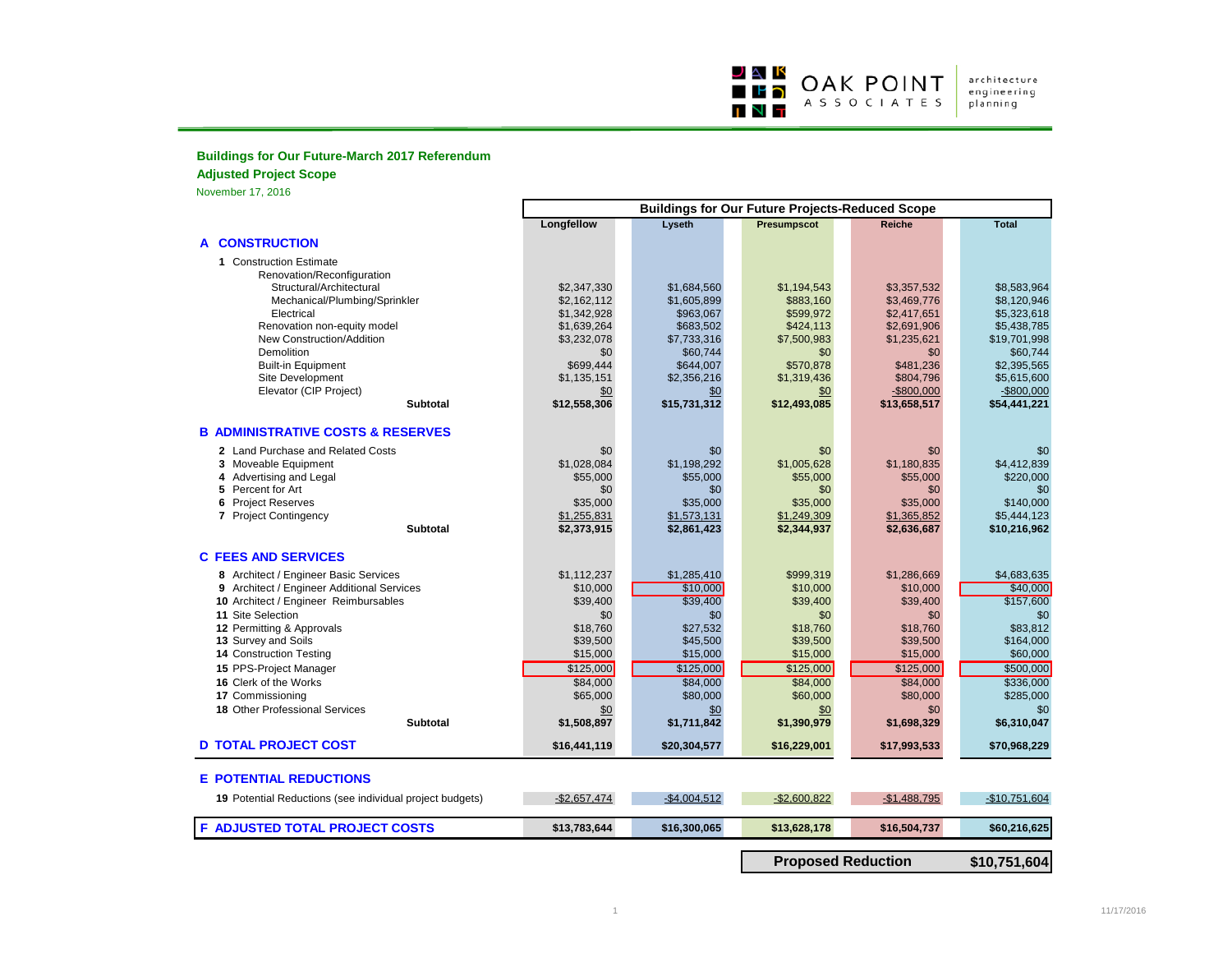OAK POINT ASSOCIATES — architecture engineering planning

**Buildings for Our Future-March 2017 Referendum**

**Adjusted Project Scope**

November 17, 2016

| | Buildings for Our Future Projects-Reduced Scope | | | | |
|---|---|---|---|---|---|
| | **Longfellow** | **Lyseth** | **Presumpscot** | **Reiche** | **Total** |
| **A CONSTRUCTION** | | | | | |
| **1** Construction Estimate | | | | | |
| Renovation/Reconfiguration | | | | | |
| Structural/Architectural | $2,347,330 | $1,684,560 | $1,194,543 | $3,357,532 | $8,583,964 |
| Mechanical/Plumbing/Sprinkler | $2,162,112 | $1,605,899 | $883,160 | $3,469,776 | $8,120,946 |
| Electrical | $1,342,928 | $963,067 | $599,972 | $2,417,651 | $5,323,618 |
| Renovation non-equity model | $1,639,264 | $683,502 | $424,113 | $2,691,906 | $5,438,785 |
| New Construction/Addition | $3,232,078 | $7,733,316 | $7,500,983 | $1,235,621 | $19,701,998 |
| Demolition | $0 | $60,744 | $0 | $0 | $60,744 |
| Built-in Equipment | $699,444 | $644,007 | $570,878 | $481,236 | $2,395,565 |
| Site Development | $1,135,151 | $2,356,216 | $1,319,436 | $804,796 | $5,615,600 |
| Elevator (CIP Project) | $0 | $0 | $0 | -$800,000 | -$800,000 |
| **Subtotal** | **$12,558,306** | **$15,731,312** | **$12,493,085** | **$13,658,517** | **$54,441,221** |
| **B ADMINISTRATIVE COSTS & RESERVES** | | | | | |
| **2** Land Purchase and Related Costs | $0 | $0 | $0 | $0 | $0 |
| **3** Moveable Equipment | $1,028,084 | $1,198,292 | $1,005,628 | $1,180,835 | $4,412,839 |
| **4** Advertising and Legal | $55,000 | $55,000 | $55,000 | $55,000 | $220,000 |
| **5** Percent for Art | $0 | $0 | $0 | $0 | $0 |
| **6** Project Reserves | $35,000 | $35,000 | $35,000 | $35,000 | $140,000 |
| **7** Project Contingency | $1,255,831 | $1,573,131 | $1,249,309 | $1,365,852 | $5,444,123 |
| **Subtotal** | **$2,373,915** | **$2,861,423** | **$2,344,937** | **$2,636,687** | **$10,216,962** |
| **C FEES AND SERVICES** | | | | | |
| **8** Architect / Engineer Basic Services | $1,112,237 | $1,285,410 | $999,319 | $1,286,669 | $4,683,635 |
| **9** Architect / Engineer Additional Services | $10,000 | $10,000 | $10,000 | $10,000 | $40,000 |
| **10** Architect / Engineer Reimbursables | $39,400 | $39,400 | $39,400 | $39,400 | $157,600 |
| **11** Site Selection | $0 | $0 | $0 | $0 | $0 |
| **12** Permitting & Approvals | $18,760 | $27,532 | $18,760 | $18,760 | $83,812 |
| **13** Survey and Soils | $39,500 | $45,500 | $39,500 | $39,500 | $164,000 |
| **14** Construction Testing | $15,000 | $15,000 | $15,000 | $15,000 | $60,000 |
| **15** PPS-Project Manager | $125,000 | $125,000 | $125,000 | $125,000 | $500,000 |
| **16** Clerk of the Works | $84,000 | $84,000 | $84,000 | $84,000 | $336,000 |
| **17** Commissioning | $65,000 | $80,000 | $60,000 | $80,000 | $285,000 |
| **18** Other Professional Services | $0 | $0 | $0 | $0 | $0 |
| **Subtotal** | **$1,508,897** | **$1,711,842** | **$1,390,979** | **$1,698,329** | **$6,310,047** |
| **D TOTAL PROJECT COST** | **$16,441,119** | **$20,304,577** | **$16,229,001** | **$17,993,533** | **$70,968,229** |
| **E POTENTIAL REDUCTIONS** | | | | | |
| **19** Potential Reductions (see individual project budgets) | -$2,657,474 | -$4,004,512 | -$2,600,822 | -$1,488,795 | -$10,751,604 |
| **F ADJUSTED TOTAL PROJECT COSTS** | **$13,783,644** | **$16,300,065** | **$13,628,178** | **$16,504,737** | **$60,216,625** |

| **Proposed Reduction** | **$10,751,604** |
|---|---|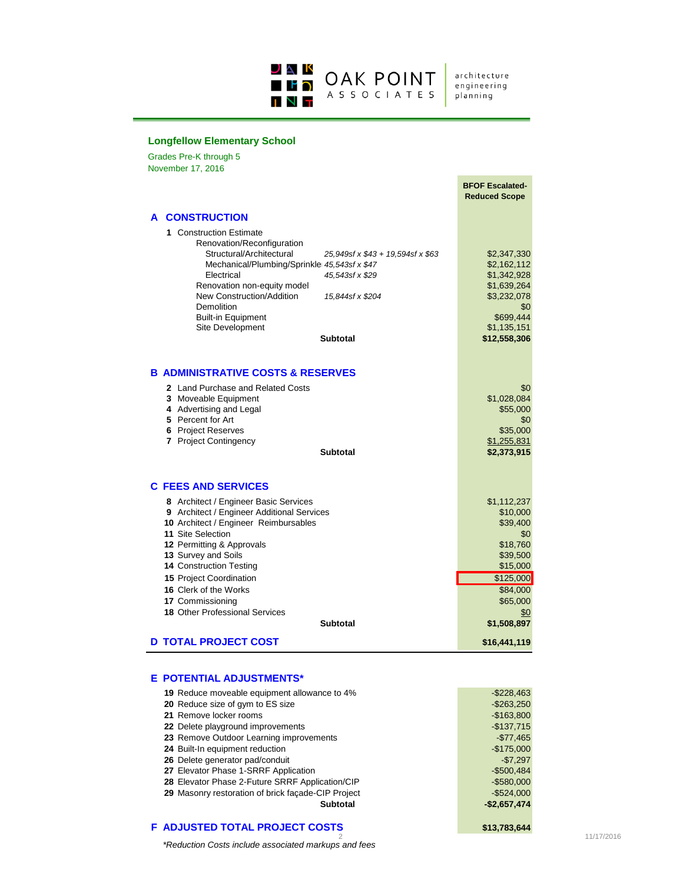OAK POINT ASSOCIATES

architecture
engineering
planning

## Longfellow Elementary School

Grades Pre-K through 5
November 17, 2016

| | | | BFOF Escalated-Reduced Scope |
|---|---|---|---|
| **A** | **CONSTRUCTION** | | |
| **1** | Construction Estimate | | |
| | Renovation/Reconfiguration | | |
| | Structural/Architectural | *25,949sf x $43 + 19,594sf x $63* | $2,347,330 |
| | Mechanical/Plumbing/Sprinkle | *45,543sf x $47* | $2,162,112 |
| | Electrical | *45,543sf x $29* | $1,342,928 |
| | Renovation non-equity model | | $1,639,264 |
| | New Construction/Addition | *15,844sf x $204* | $3,232,078 |
| | Demolition | | $0 |
| | Built-in Equipment | | $699,444 |
| | Site Development | | $1,135,151 |
| | | **Subtotal** | **$12,558,306** |
| **B** | **ADMINISTRATIVE COSTS & RESERVES** | | |
| **2** | Land Purchase and Related Costs | | $0 |
| **3** | Moveable Equipment | | $1,028,084 |
| **4** | Advertising and Legal | | $55,000 |
| **5** | Percent for Art | | $0 |
| **6** | Project Reserves | | $35,000 |
| **7** | Project Contingency | | $1,255,831 |
| | | **Subtotal** | **$2,373,915** |
| **C** | **FEES AND SERVICES** | | |
| **8** | Architect / Engineer Basic Services | | $1,112,237 |
| **9** | Architect / Engineer Additional Services | | $10,000 |
| **10** | Architect / Engineer Reimbursables | | $39,400 |
| **11** | Site Selection | | $0 |
| **12** | Permitting & Approvals | | $18,760 |
| **13** | Survey and Soils | | $39,500 |
| **14** | Construction Testing | | $15,000 |
| **15** | Project Coordination | | $125,000 |
| **16** | Clerk of the Works | | $84,000 |
| **17** | Commissioning | | $65,000 |
| **18** | Other Professional Services | | $0 |
| | | **Subtotal** | **$1,508,897** |
| **D** | **TOTAL PROJECT COST** | | **$16,441,119** |
| **E** | **POTENTIAL ADJUSTMENTS*** | | |
| **19** | Reduce moveable equipment allowance to 4% | | -$228,463 |
| **20** | Reduce size of gym to ES size | | -$263,250 |
| **21** | Remove locker rooms | | -$163,800 |
| **22** | Delete playground improvements | | -$137,715 |
| **23** | Remove Outdoor Learning improvements | | -$77,465 |
| **24** | Built-In equipment reduction | | -$175,000 |
| **26** | Delete generator pad/conduit | | -$7,297 |
| **27** | Elevator Phase 1-SRRF Application | | -$500,484 |
| **28** | Elevator Phase 2-Future SRRF Application/CIP | | -$580,000 |
| **29** | Masonry restoration of brick façade-CIP Project | | -$524,000 |
| | | **Subtotal** | **-$2,657,474** |
| **F** | **ADJUSTED TOTAL PROJECT COSTS** | | **$13,783,644** |

*\*Reduction Costs include associated markups and fees*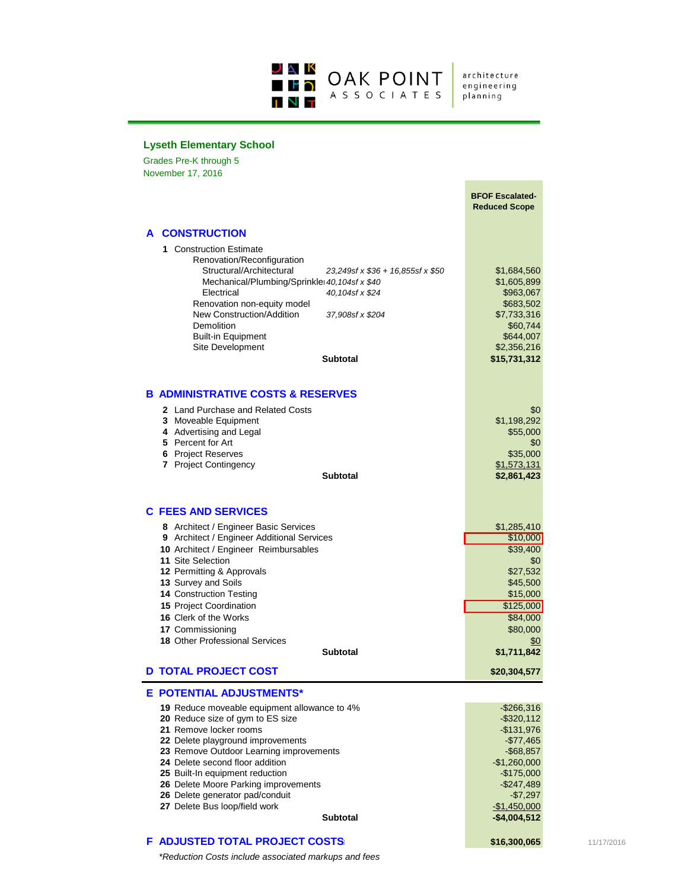OAK POINT ASSOCIATES
architecture engineering planning

## Lyseth Elementary School

Grades Pre-K through 5
November 17, 2016

| | | | BFOF Escalated-Reduced Scope |
|---|---|---|---|
| **A** | **CONSTRUCTION** | | |
| 1 | Construction Estimate | | |
| | Renovation/Reconfiguration | | |
| | Structural/Architectural | *23,249sf x $36 + 16,855sf x $50* | $1,684,560 |
| | Mechanical/Plumbing/Sprinkler | *40,104sf x $40* | $1,605,899 |
| | Electrical | *40,104sf x $24* | $963,067 |
| | Renovation non-equity model | | $683,502 |
| | New Construction/Addition | *37,908sf x $204* | $7,733,316 |
| | Demolition | | $60,744 |
| | Built-in Equipment | | $644,007 |
| | Site Development | | $2,356,216 |
| | | **Subtotal** | **$15,731,312** |
| **B** | **ADMINISTRATIVE COSTS & RESERVES** | | |
| 2 | Land Purchase and Related Costs | | $0 |
| 3 | Moveable Equipment | | $1,198,292 |
| 4 | Advertising and Legal | | $55,000 |
| 5 | Percent for Art | | $0 |
| 6 | Project Reserves | | $35,000 |
| 7 | Project Contingency | | $1,573,131 |
| | | **Subtotal** | **$2,861,423** |
| **C** | **FEES AND SERVICES** | | |
| 8 | Architect / Engineer Basic Services | | $1,285,410 |
| 9 | Architect / Engineer Additional Services | | $10,000 |
| 10 | Architect / Engineer Reimbursables | | $39,400 |
| 11 | Site Selection | | $0 |
| 12 | Permitting & Approvals | | $27,532 |
| 13 | Survey and Soils | | $45,500 |
| 14 | Construction Testing | | $15,000 |
| 15 | Project Coordination | | $125,000 |
| 16 | Clerk of the Works | | $84,000 |
| 17 | Commissioning | | $80,000 |
| 18 | Other Professional Services | | $0 |
| | | **Subtotal** | **$1,711,842** |
| **D** | **TOTAL PROJECT COST** | | **$20,304,577** |
| **E** | **POTENTIAL ADJUSTMENTS*** | | |
| 19 | Reduce moveable equipment allowance to 4% | | -$266,316 |
| 20 | Reduce size of gym to ES size | | -$320,112 |
| 21 | Remove locker rooms | | -$131,976 |
| 22 | Delete playground improvements | | -$77,465 |
| 23 | Remove Outdoor Learning improvements | | -$68,857 |
| 24 | Delete second floor addition | | -$1,260,000 |
| 25 | Built-In equipment reduction | | -$175,000 |
| 26 | Delete Moore Parking improvements | | -$247,489 |
| 26 | Delete generator pad/conduit | | -$7,297 |
| 27 | Delete Bus loop/field work | | -$1,450,000 |
| | | **Subtotal** | **-$4,004,512** |
| **F** | **ADJUSTED TOTAL PROJECT COSTS** | | **$16,300,065** |

*\*Reduction Costs include associated markups and fees*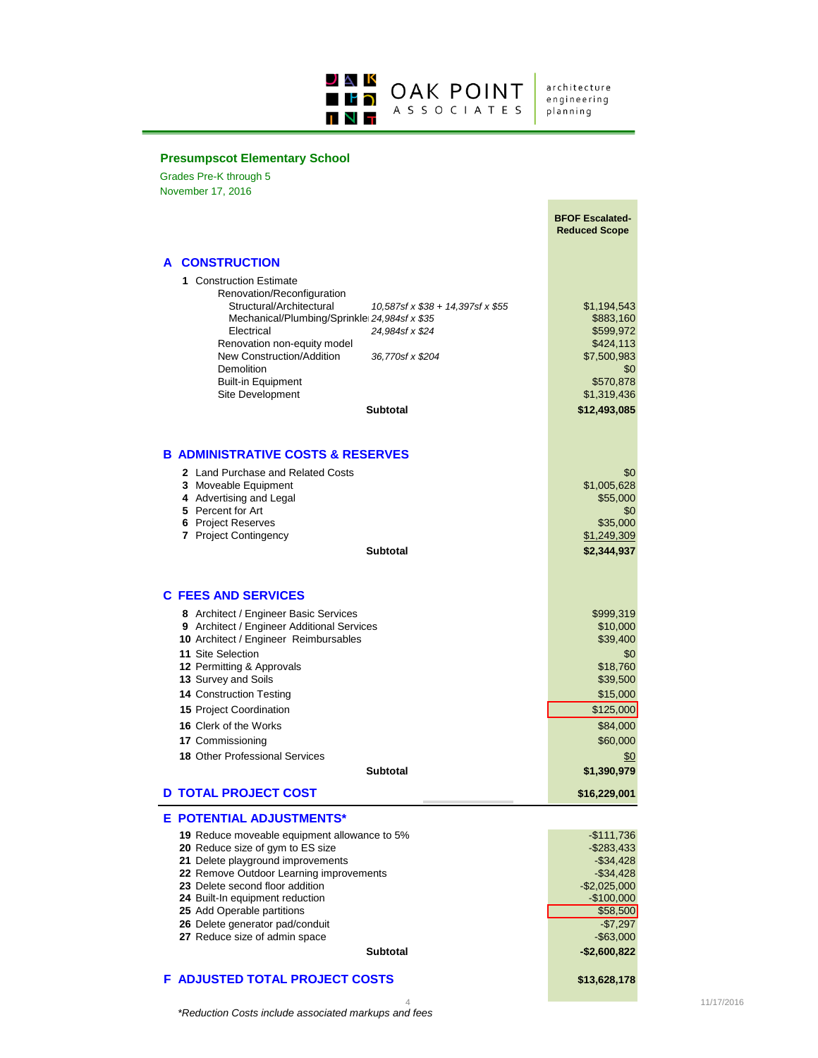OAK POINT ASSOCIATES — architecture engineering planning

## Presumpscot Elementary School

Grades Pre-K through 5
November 17, 2016

| | | BFOF Escalated-Reduced Scope |
|---|---|---|
| **A CONSTRUCTION** | | |
| **1** Construction Estimate | | |
| Renovation/Reconfiguration | | |
| Structural/Architectural | *10,587sf x $38 + 14,397sf x $55* | $1,194,543 |
| Mechanical/Plumbing/Sprinkle | *24,984sf x $35* | $883,160 |
| Electrical | *24,984sf x $24* | $599,972 |
| Renovation non-equity model | | $424,113 |
| New Construction/Addition | *36,770sf x $204* | $7,500,983 |
| Demolition | | $0 |
| Built-in Equipment | | $570,878 |
| Site Development | | $1,319,436 |
| | **Subtotal** | **$12,493,085** |
| **B ADMINISTRATIVE COSTS & RESERVES** | | |
| **2** Land Purchase and Related Costs | | $0 |
| **3** Moveable Equipment | | $1,005,628 |
| **4** Advertising and Legal | | $55,000 |
| **5** Percent for Art | | $0 |
| **6** Project Reserves | | $35,000 |
| **7** Project Contingency | | $1,249,309 |
| | **Subtotal** | **$2,344,937** |
| **C FEES AND SERVICES** | | |
| **8** Architect / Engineer Basic Services | | $999,319 |
| **9** Architect / Engineer Additional Services | | $10,000 |
| **10** Architect / Engineer Reimbursables | | $39,400 |
| **11** Site Selection | | $0 |
| **12** Permitting & Approvals | | $18,760 |
| **13** Survey and Soils | | $39,500 |
| **14** Construction Testing | | $15,000 |
| **15** Project Coordination | | $125,000 |
| **16** Clerk of the Works | | $84,000 |
| **17** Commissioning | | $60,000 |
| **18** Other Professional Services | | $0 |
| | **Subtotal** | **$1,390,979** |
| **D TOTAL PROJECT COST** | | **$16,229,001** |
| **E POTENTIAL ADJUSTMENTS*** | | |
| **19** Reduce moveable equipment allowance to 5% | | -$111,736 |
| **20** Reduce size of gym to ES size | | -$283,433 |
| **21** Delete playground improvements | | -$34,428 |
| **22** Remove Outdoor Learning improvements | | -$34,428 |
| **23** Delete second floor addition | | -$2,025,000 |
| **24** Built-In equipment reduction | | -$100,000 |
| **25** Add Operable partitions | | $58,500 |
| **26** Delete generator pad/conduit | | -$7,297 |
| **27** Reduce size of admin space | | -$63,000 |
| | **Subtotal** | **-$2,600,822** |
| **F ADJUSTED TOTAL PROJECT COSTS** | | **$13,628,178** |

*\*Reduction Costs include associated markups and fees*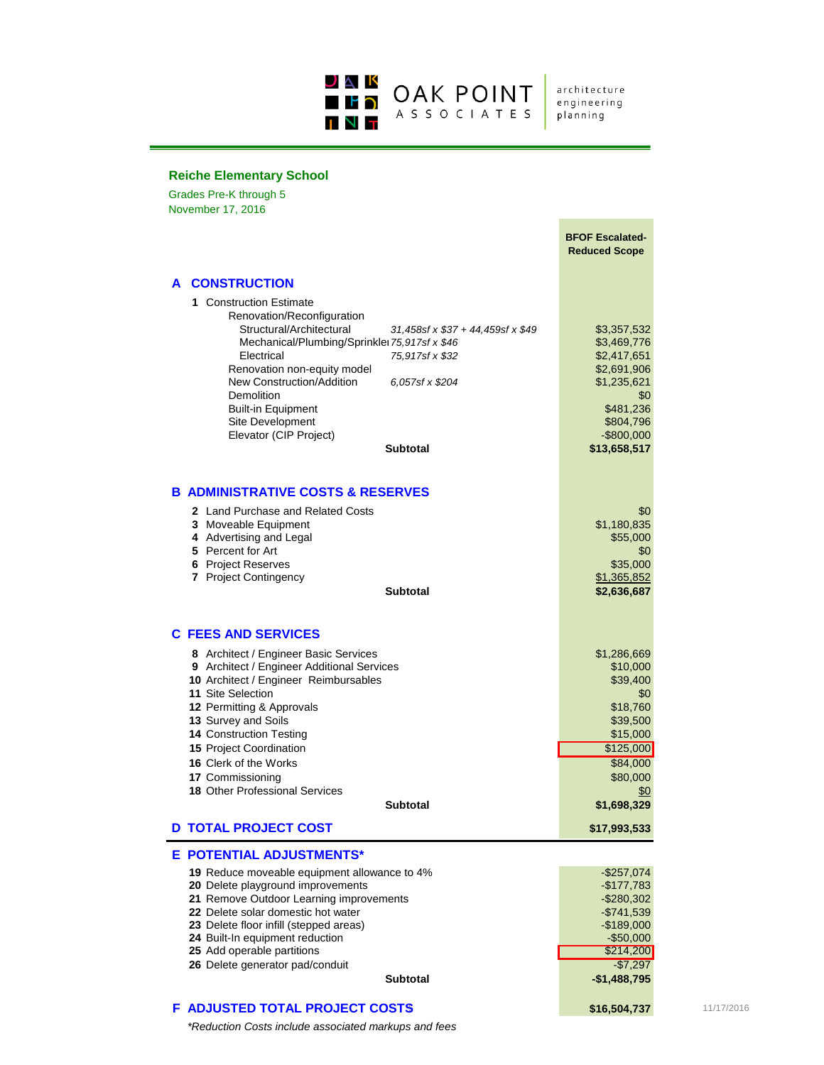OAK POINT ASSOCIATES
architecture
engineering
planning

## Reiche Elementary School

Grades Pre-K through 5
November 17, 2016

| | | | BFOF Escalated-Reduced Scope |
|---|---|---|---|
| **A** | **CONSTRUCTION** | | |
| **1** | Construction Estimate | | |
| | Renovation/Reconfiguration | | |
| | Structural/Architectural | *31,458sf x $37 + 44,459sf x $49* | $3,357,532 |
| | Mechanical/Plumbing/Sprinkler | *75,917sf x $46* | $3,469,776 |
| | Electrical | *75,917sf x $32* | $2,417,651 |
| | Renovation non-equity model | | $2,691,906 |
| | New Construction/Addition | *6,057sf x $204* | $1,235,621 |
| | Demolition | | $0 |
| | Built-in Equipment | | $481,236 |
| | Site Development | | $804,796 |
| | Elevator (CIP Project) | | -$800,000 |
| | | **Subtotal** | **$13,658,517** |
| **B** | **ADMINISTRATIVE COSTS & RESERVES** | | |
| **2** | Land Purchase and Related Costs | | $0 |
| **3** | Moveable Equipment | | $1,180,835 |
| **4** | Advertising and Legal | | $55,000 |
| **5** | Percent for Art | | $0 |
| **6** | Project Reserves | | $35,000 |
| **7** | Project Contingency | | $1,365,852 |
| | | **Subtotal** | **$2,636,687** |
| **C** | **FEES AND SERVICES** | | |
| **8** | Architect / Engineer Basic Services | | $1,286,669 |
| **9** | Architect / Engineer Additional Services | | $10,000 |
| **10** | Architect / Engineer Reimbursables | | $39,400 |
| **11** | Site Selection | | $0 |
| **12** | Permitting & Approvals | | $18,760 |
| **13** | Survey and Soils | | $39,500 |
| **14** | Construction Testing | | $15,000 |
| **15** | Project Coordination | | $125,000 |
| **16** | Clerk of the Works | | $84,000 |
| **17** | Commissioning | | $80,000 |
| **18** | Other Professional Services | | $0 |
| | | **Subtotal** | **$1,698,329** |
| **D** | **TOTAL PROJECT COST** | | **$17,993,533** |
| **E** | **POTENTIAL ADJUSTMENTS*** | | |
| **19** | Reduce moveable equipment allowance to 4% | | -$257,074 |
| **20** | Delete playground improvements | | -$177,783 |
| **21** | Remove Outdoor Learning improvements | | -$280,302 |
| **22** | Delete solar domestic hot water | | -$741,539 |
| **23** | Delete floor infill (stepped areas) | | -$189,000 |
| **24** | Built-In equipment reduction | | -$50,000 |
| **25** | Add operable partitions | | $214,200 |
| **26** | Delete generator pad/conduit | | -$7,297 |
| | | **Subtotal** | **-$1,488,795** |
| **F** | **ADJUSTED TOTAL PROJECT COSTS** | | **$16,504,737** |

*\*Reduction Costs include associated markups and fees*

11/17/2016